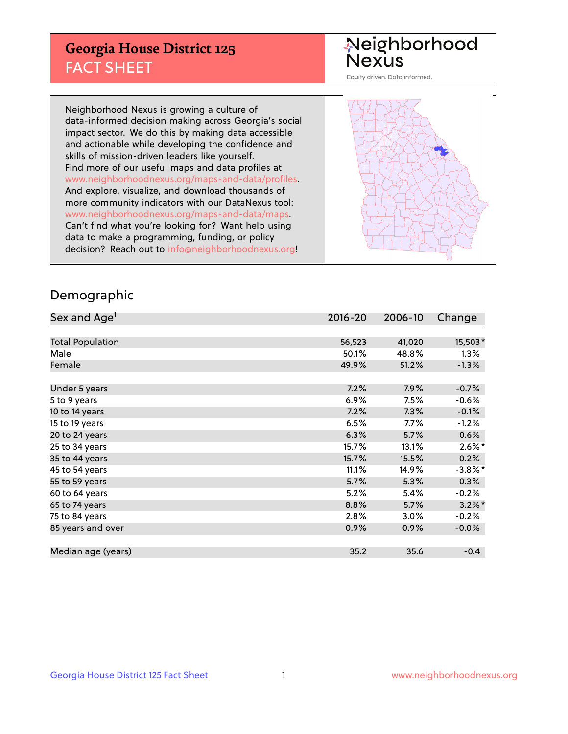# Georgia House District 125
## FACT SHEET

Neighborhood Nexus

Equity driven. Data informed.

Neighborhood Nexus is growing a culture of data-informed decision making across Georgia's social impact sector. We do this by making data accessible and actionable while developing the confidence and skills of mission-driven leaders like yourself. Find more of our useful maps and data profiles at www.neighborhoodnexus.org/maps-and-data/profiles. And explore, visualize, and download thousands of more community indicators with our DataNexus tool: www.neighborhoodnexus.org/maps-and-data/maps. Can't find what you're looking for? Want help using data to make a programming, funding, or policy decision? Reach out to info@neighborhoodnexus.org!

## Demographic

| Sex and Age[1] | 2016-20 | 2006-10 | Change |
|---|---|---|---|
| Total Population | 56,523 | 41,020 | 15,503* |
| Male | 50.1% | 48.8% | 1.3% |
| Female | 49.9% | 51.2% | -1.3% |
| | | | |
| Under 5 years | 7.2% | 7.9% | -0.7% |
| 5 to 9 years | 6.9% | 7.5% | -0.6% |
| 10 to 14 years | 7.2% | 7.3% | -0.1% |
| 15 to 19 years | 6.5% | 7.7% | -1.2% |
| 20 to 24 years | 6.3% | 5.7% | 0.6% |
| 25 to 34 years | 15.7% | 13.1% | 2.6%* |
| 35 to 44 years | 15.7% | 15.5% | 0.2% |
| 45 to 54 years | 11.1% | 14.9% | -3.8%* |
| 55 to 59 years | 5.7% | 5.3% | 0.3% |
| 60 to 64 years | 5.2% | 5.4% | -0.2% |
| 65 to 74 years | 8.8% | 5.7% | 3.2%* |
| 75 to 84 years | 2.8% | 3.0% | -0.2% |
| 85 years and over | 0.9% | 0.9% | -0.0% |
| | | | |
| Median age (years) | 35.2 | 35.6 | -0.4 |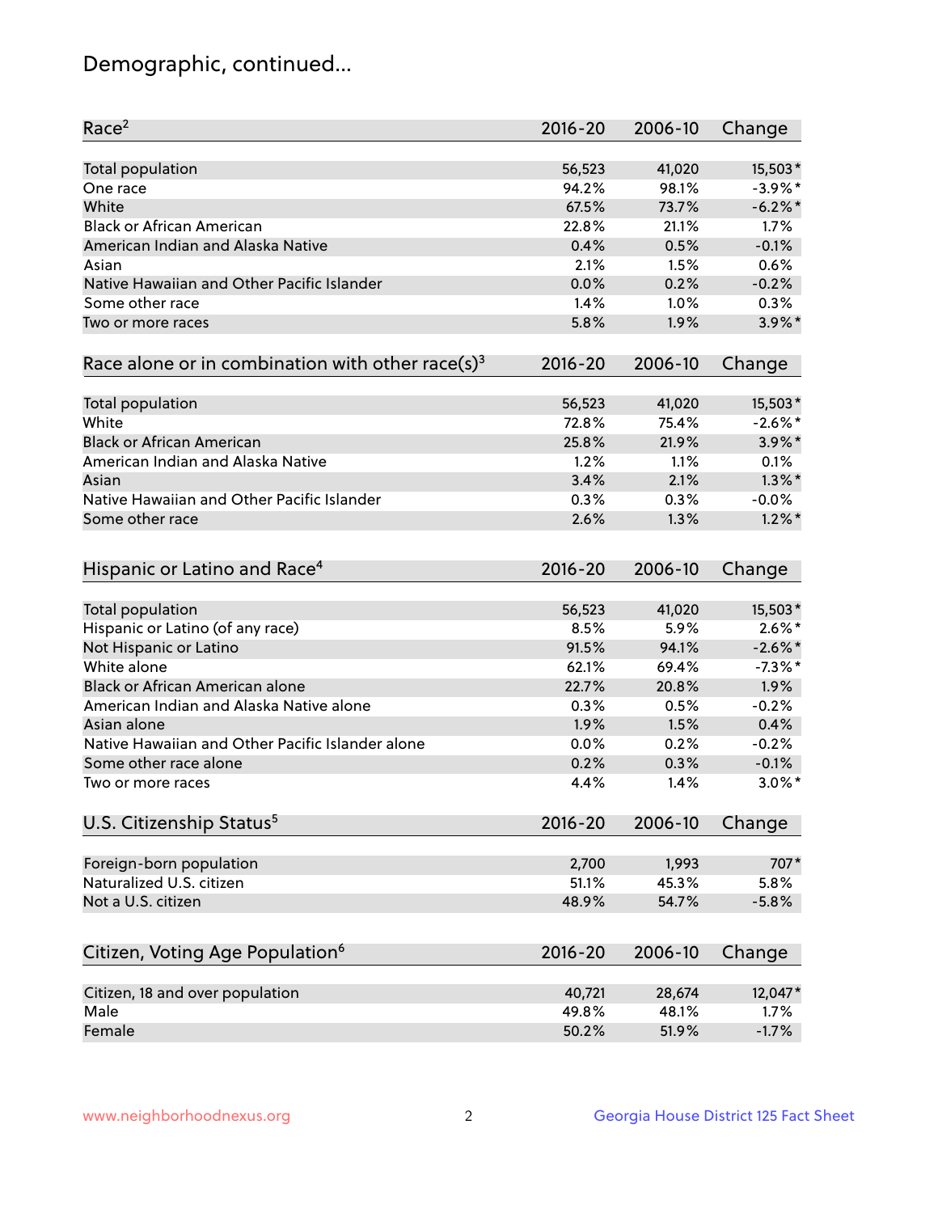# Demographic, continued...

| Race[2] | 2016-20 | 2006-10 | Change |
|---|---|---|---|
| Total population | 56,523 | 41,020 | 15,503* |
| One race | 94.2% | 98.1% | -3.9%* |
| White | 67.5% | 73.7% | -6.2%* |
| Black or African American | 22.8% | 21.1% | 1.7% |
| American Indian and Alaska Native | 0.4% | 0.5% | -0.1% |
| Asian | 2.1% | 1.5% | 0.6% |
| Native Hawaiian and Other Pacific Islander | 0.0% | 0.2% | -0.2% |
| Some other race | 1.4% | 1.0% | 0.3% |
| Two or more races | 5.8% | 1.9% | 3.9%* |

| Race alone or in combination with other race(s)[3] | 2016-20 | 2006-10 | Change |
|---|---|---|---|
| Total population | 56,523 | 41,020 | 15,503* |
| White | 72.8% | 75.4% | -2.6%* |
| Black or African American | 25.8% | 21.9% | 3.9%* |
| American Indian and Alaska Native | 1.2% | 1.1% | 0.1% |
| Asian | 3.4% | 2.1% | 1.3%* |
| Native Hawaiian and Other Pacific Islander | 0.3% | 0.3% | -0.0% |
| Some other race | 2.6% | 1.3% | 1.2%* |

| Hispanic or Latino and Race[4] | 2016-20 | 2006-10 | Change |
|---|---|---|---|
| Total population | 56,523 | 41,020 | 15,503* |
| Hispanic or Latino (of any race) | 8.5% | 5.9% | 2.6%* |
| Not Hispanic or Latino | 91.5% | 94.1% | -2.6%* |
| White alone | 62.1% | 69.4% | -7.3%* |
| Black or African American alone | 22.7% | 20.8% | 1.9% |
| American Indian and Alaska Native alone | 0.3% | 0.5% | -0.2% |
| Asian alone | 1.9% | 1.5% | 0.4% |
| Native Hawaiian and Other Pacific Islander alone | 0.0% | 0.2% | -0.2% |
| Some other race alone | 0.2% | 0.3% | -0.1% |
| Two or more races | 4.4% | 1.4% | 3.0%* |

| U.S. Citizenship Status[5] | 2016-20 | 2006-10 | Change |
|---|---|---|---|
| Foreign-born population | 2,700 | 1,993 | 707* |
| Naturalized U.S. citizen | 51.1% | 45.3% | 5.8% |
| Not a U.S. citizen | 48.9% | 54.7% | -5.8% |

| Citizen, Voting Age Population[6] | 2016-20 | 2006-10 | Change |
|---|---|---|---|
| Citizen, 18 and over population | 40,721 | 28,674 | 12,047* |
| Male | 49.8% | 48.1% | 1.7% |
| Female | 50.2% | 51.9% | -1.7% |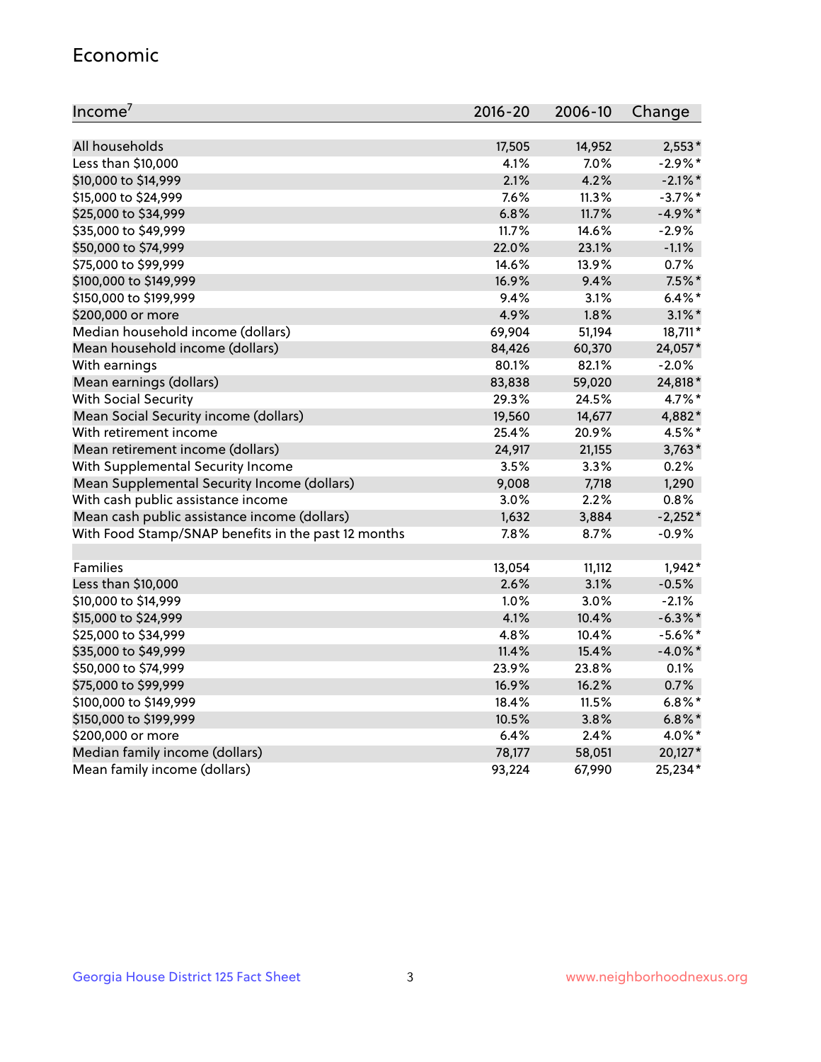## Economic

| Income[7] | 2016-20 | 2006-10 | Change |
|---|---|---|---|
| All households | 17,505 | 14,952 | 2,553* |
| Less than $10,000 | 4.1% | 7.0% | -2.9%* |
| $10,000 to $14,999 | 2.1% | 4.2% | -2.1%* |
| $15,000 to $24,999 | 7.6% | 11.3% | -3.7%* |
| $25,000 to $34,999 | 6.8% | 11.7% | -4.9%* |
| $35,000 to $49,999 | 11.7% | 14.6% | -2.9% |
| $50,000 to $74,999 | 22.0% | 23.1% | -1.1% |
| $75,000 to $99,999 | 14.6% | 13.9% | 0.7% |
| $100,000 to $149,999 | 16.9% | 9.4% | 7.5%* |
| $150,000 to $199,999 | 9.4% | 3.1% | 6.4%* |
| $200,000 or more | 4.9% | 1.8% | 3.1%* |
| Median household income (dollars) | 69,904 | 51,194 | 18,711* |
| Mean household income (dollars) | 84,426 | 60,370 | 24,057* |
| With earnings | 80.1% | 82.1% | -2.0% |
| Mean earnings (dollars) | 83,838 | 59,020 | 24,818* |
| With Social Security | 29.3% | 24.5% | 4.7%* |
| Mean Social Security income (dollars) | 19,560 | 14,677 | 4,882* |
| With retirement income | 25.4% | 20.9% | 4.5%* |
| Mean retirement income (dollars) | 24,917 | 21,155 | 3,763* |
| With Supplemental Security Income | 3.5% | 3.3% | 0.2% |
| Mean Supplemental Security Income (dollars) | 9,008 | 7,718 | 1,290 |
| With cash public assistance income | 3.0% | 2.2% | 0.8% |
| Mean cash public assistance income (dollars) | 1,632 | 3,884 | -2,252* |
| With Food Stamp/SNAP benefits in the past 12 months | 7.8% | 8.7% | -0.9% |
| | | | |
| Families | 13,054 | 11,112 | 1,942* |
| Less than $10,000 | 2.6% | 3.1% | -0.5% |
| $10,000 to $14,999 | 1.0% | 3.0% | -2.1% |
| $15,000 to $24,999 | 4.1% | 10.4% | -6.3%* |
| $25,000 to $34,999 | 4.8% | 10.4% | -5.6%* |
| $35,000 to $49,999 | 11.4% | 15.4% | -4.0%* |
| $50,000 to $74,999 | 23.9% | 23.8% | 0.1% |
| $75,000 to $99,999 | 16.9% | 16.2% | 0.7% |
| $100,000 to $149,999 | 18.4% | 11.5% | 6.8%* |
| $150,000 to $199,999 | 10.5% | 3.8% | 6.8%* |
| $200,000 or more | 6.4% | 2.4% | 4.0%* |
| Median family income (dollars) | 78,177 | 58,051 | 20,127* |
| Mean family income (dollars) | 93,224 | 67,990 | 25,234* |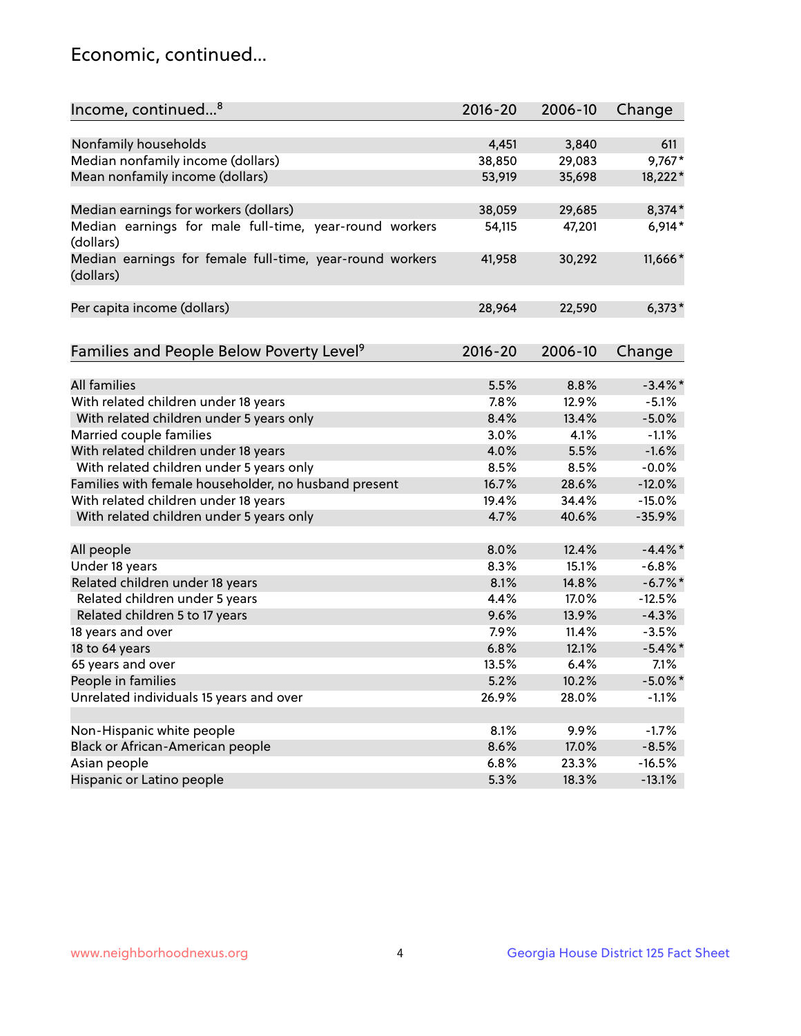# Economic, continued...

| Income, continued...[8] | 2016-20 | 2006-10 | Change |
|---|---|---|---|
| Nonfamily households | 4,451 | 3,840 | 611 |
| Median nonfamily income (dollars) | 38,850 | 29,083 | 9,767* |
| Mean nonfamily income (dollars) | 53,919 | 35,698 | 18,222* |
| Median earnings for workers (dollars) | 38,059 | 29,685 | 8,374* |
| Median earnings for male full-time, year-round workers (dollars) | 54,115 | 47,201 | 6,914* |
| Median earnings for female full-time, year-round workers (dollars) | 41,958 | 30,292 | 11,666* |
| Per capita income (dollars) | 28,964 | 22,590 | 6,373* |

| Families and People Below Poverty Level[9] | 2016-20 | 2006-10 | Change |
|---|---|---|---|
| All families | 5.5% | 8.8% | -3.4%* |
| With related children under 18 years | 7.8% | 12.9% | -5.1% |
| With related children under 5 years only | 8.4% | 13.4% | -5.0% |
| Married couple families | 3.0% | 4.1% | -1.1% |
| With related children under 18 years | 4.0% | 5.5% | -1.6% |
| With related children under 5 years only | 8.5% | 8.5% | -0.0% |
| Families with female householder, no husband present | 16.7% | 28.6% | -12.0% |
| With related children under 18 years | 19.4% | 34.4% | -15.0% |
| With related children under 5 years only | 4.7% | 40.6% | -35.9% |
| All people | 8.0% | 12.4% | -4.4%* |
| Under 18 years | 8.3% | 15.1% | -6.8% |
| Related children under 18 years | 8.1% | 14.8% | -6.7%* |
| Related children under 5 years | 4.4% | 17.0% | -12.5% |
| Related children 5 to 17 years | 9.6% | 13.9% | -4.3% |
| 18 years and over | 7.9% | 11.4% | -3.5% |
| 18 to 64 years | 6.8% | 12.1% | -5.4%* |
| 65 years and over | 13.5% | 6.4% | 7.1% |
| People in families | 5.2% | 10.2% | -5.0%* |
| Unrelated individuals 15 years and over | 26.9% | 28.0% | -1.1% |
| Non-Hispanic white people | 8.1% | 9.9% | -1.7% |
| Black or African-American people | 8.6% | 17.0% | -8.5% |
| Asian people | 6.8% | 23.3% | -16.5% |
| Hispanic or Latino people | 5.3% | 18.3% | -13.1% |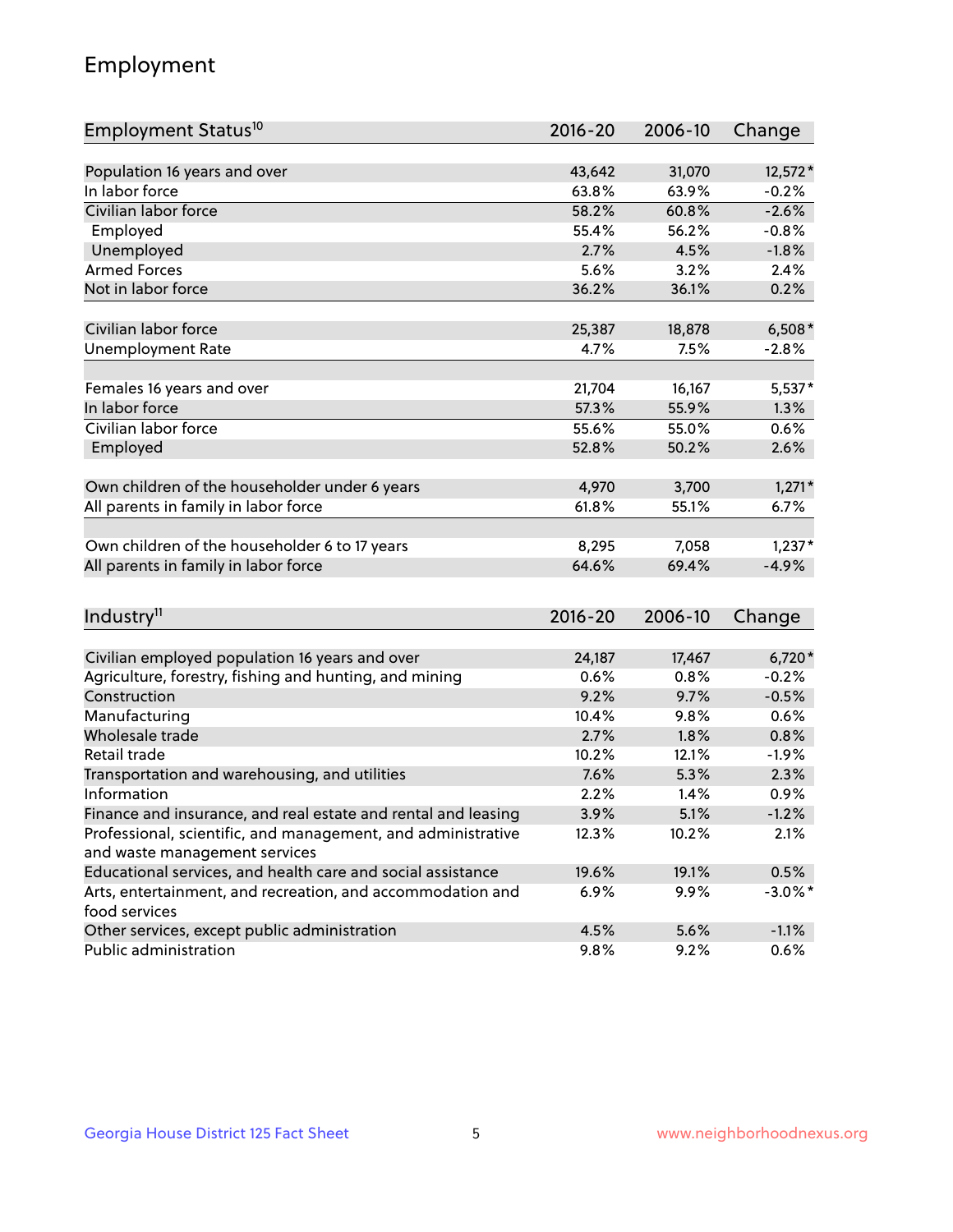## Employment

| Employment Status[10] | 2016-20 | 2006-10 | Change |
|---|---|---|---|
| Population 16 years and over | 43,642 | 31,070 | 12,572* |
| In labor force | 63.8% | 63.9% | -0.2% |
| Civilian labor force | 58.2% | 60.8% | -2.6% |
| Employed | 55.4% | 56.2% | -0.8% |
| Unemployed | 2.7% | 4.5% | -1.8% |
| Armed Forces | 5.6% | 3.2% | 2.4% |
| Not in labor force | 36.2% | 36.1% | 0.2% |
| | | | |
| Civilian labor force | 25,387 | 18,878 | 6,508* |
| Unemployment Rate | 4.7% | 7.5% | -2.8% |
| | | | |
| Females 16 years and over | 21,704 | 16,167 | 5,537* |
| In labor force | 57.3% | 55.9% | 1.3% |
| Civilian labor force | 55.6% | 55.0% | 0.6% |
| Employed | 52.8% | 50.2% | 2.6% |
| | | | |
| Own children of the householder under 6 years | 4,970 | 3,700 | 1,271* |
| All parents in family in labor force | 61.8% | 55.1% | 6.7% |
| | | | |
| Own children of the householder 6 to 17 years | 8,295 | 7,058 | 1,237* |
| All parents in family in labor force | 64.6% | 69.4% | -4.9% |

| Industry[11] | 2016-20 | 2006-10 | Change |
|---|---|---|---|
| Civilian employed population 16 years and over | 24,187 | 17,467 | 6,720* |
| Agriculture, forestry, fishing and hunting, and mining | 0.6% | 0.8% | -0.2% |
| Construction | 9.2% | 9.7% | -0.5% |
| Manufacturing | 10.4% | 9.8% | 0.6% |
| Wholesale trade | 2.7% | 1.8% | 0.8% |
| Retail trade | 10.2% | 12.1% | -1.9% |
| Transportation and warehousing, and utilities | 7.6% | 5.3% | 2.3% |
| Information | 2.2% | 1.4% | 0.9% |
| Finance and insurance, and real estate and rental and leasing | 3.9% | 5.1% | -1.2% |
| Professional, scientific, and management, and administrative and waste management services | 12.3% | 10.2% | 2.1% |
| Educational services, and health care and social assistance | 19.6% | 19.1% | 0.5% |
| Arts, entertainment, and recreation, and accommodation and food services | 6.9% | 9.9% | -3.0%* |
| Other services, except public administration | 4.5% | 5.6% | -1.1% |
| Public administration | 9.8% | 9.2% | 0.6% |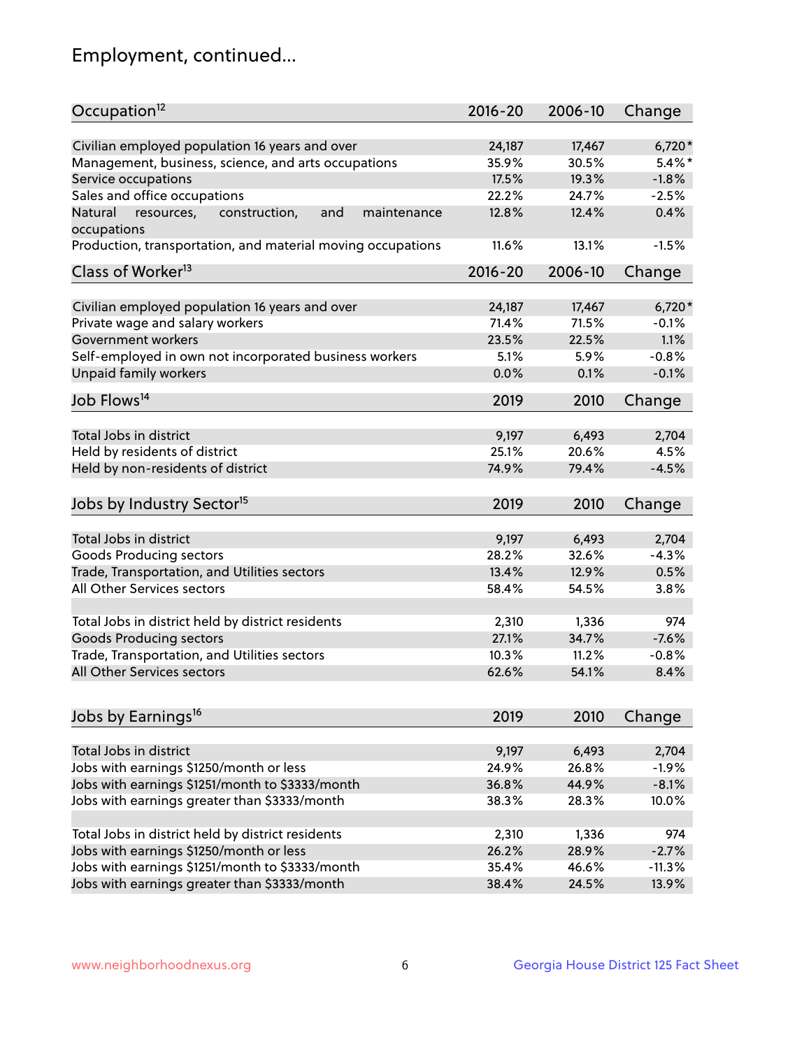## Employment, continued...

| Occupation[12] | 2016-20 | 2006-10 | Change |
|---|---|---|---|
| Civilian employed population 16 years and over | 24,187 | 17,467 | 6,720* |
| Management, business, science, and arts occupations | 35.9% | 30.5% | 5.4%* |
| Service occupations | 17.5% | 19.3% | -1.8% |
| Sales and office occupations | 22.2% | 24.7% | -2.5% |
| Natural resources, construction, and maintenance occupations | 12.8% | 12.4% | 0.4% |
| Production, transportation, and material moving occupations | 11.6% | 13.1% | -1.5% |

| Class of Worker[13] | 2016-20 | 2006-10 | Change |
|---|---|---|---|
| Civilian employed population 16 years and over | 24,187 | 17,467 | 6,720* |
| Private wage and salary workers | 71.4% | 71.5% | -0.1% |
| Government workers | 23.5% | 22.5% | 1.1% |
| Self-employed in own not incorporated business workers | 5.1% | 5.9% | -0.8% |
| Unpaid family workers | 0.0% | 0.1% | -0.1% |

| Job Flows[14] | 2019 | 2010 | Change |
|---|---|---|---|
| Total Jobs in district | 9,197 | 6,493 | 2,704 |
| Held by residents of district | 25.1% | 20.6% | 4.5% |
| Held by non-residents of district | 74.9% | 79.4% | -4.5% |

| Jobs by Industry Sector[15] | 2019 | 2010 | Change |
|---|---|---|---|
| Total Jobs in district | 9,197 | 6,493 | 2,704 |
| Goods Producing sectors | 28.2% | 32.6% | -4.3% |
| Trade, Transportation, and Utilities sectors | 13.4% | 12.9% | 0.5% |
| All Other Services sectors | 58.4% | 54.5% | 3.8% |
| | | | |
| Total Jobs in district held by district residents | 2,310 | 1,336 | 974 |
| Goods Producing sectors | 27.1% | 34.7% | -7.6% |
| Trade, Transportation, and Utilities sectors | 10.3% | 11.2% | -0.8% |
| All Other Services sectors | 62.6% | 54.1% | 8.4% |

| Jobs by Earnings[16] | 2019 | 2010 | Change |
|---|---|---|---|
| Total Jobs in district | 9,197 | 6,493 | 2,704 |
| Jobs with earnings $1250/month or less | 24.9% | 26.8% | -1.9% |
| Jobs with earnings $1251/month to $3333/month | 36.8% | 44.9% | -8.1% |
| Jobs with earnings greater than $3333/month | 38.3% | 28.3% | 10.0% |
| | | | |
| Total Jobs in district held by district residents | 2,310 | 1,336 | 974 |
| Jobs with earnings $1250/month or less | 26.2% | 28.9% | -2.7% |
| Jobs with earnings $1251/month to $3333/month | 35.4% | 46.6% | -11.3% |
| Jobs with earnings greater than $3333/month | 38.4% | 24.5% | 13.9% |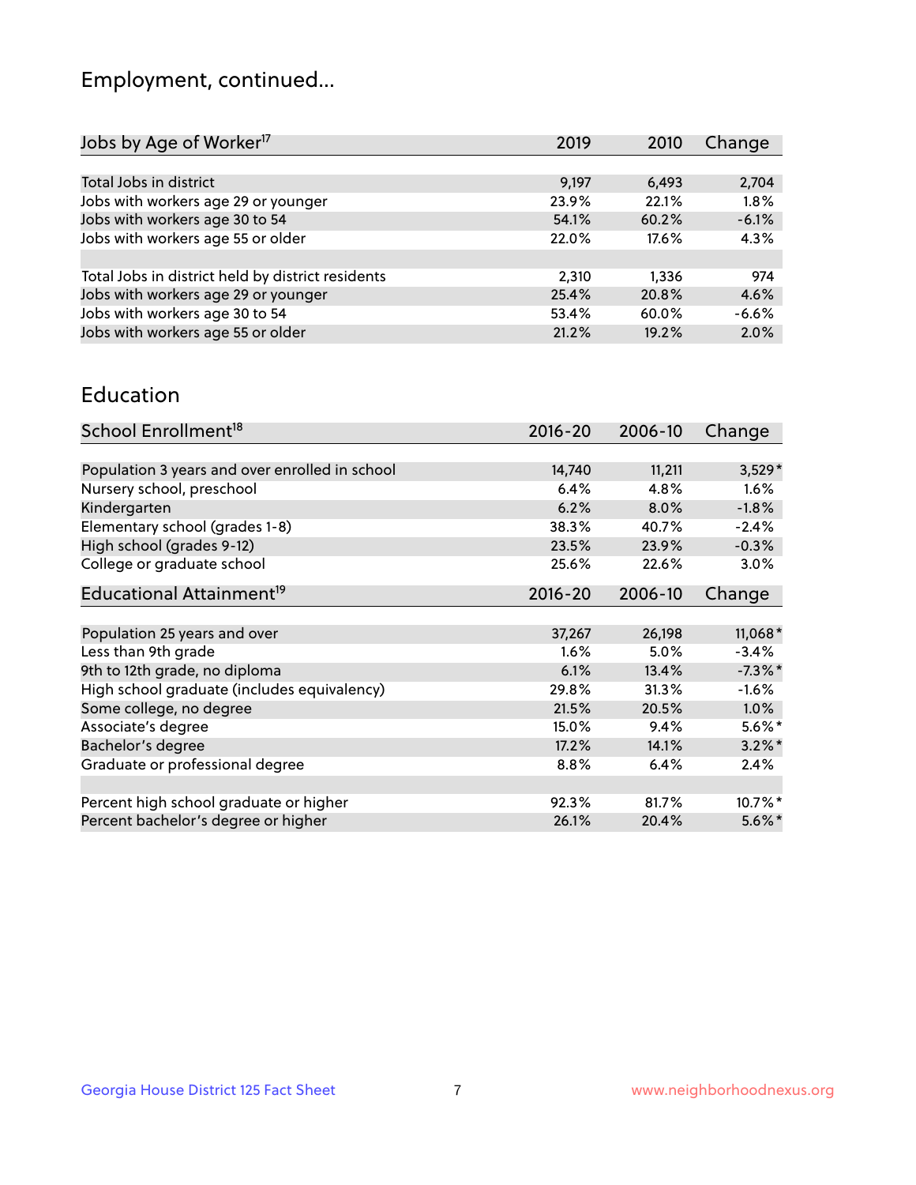# Employment, continued...

| Jobs by Age of Worker[17] | 2019 | 2010 | Change |
|---|---|---|---|
| Total Jobs in district | 9,197 | 6,493 | 2,704 |
| Jobs with workers age 29 or younger | 23.9% | 22.1% | 1.8% |
| Jobs with workers age 30 to 54 | 54.1% | 60.2% | -6.1% |
| Jobs with workers age 55 or older | 22.0% | 17.6% | 4.3% |
| | | | |
| Total Jobs in district held by district residents | 2,310 | 1,336 | 974 |
| Jobs with workers age 29 or younger | 25.4% | 20.8% | 4.6% |
| Jobs with workers age 30 to 54 | 53.4% | 60.0% | -6.6% |
| Jobs with workers age 55 or older | 21.2% | 19.2% | 2.0% |

## Education

| School Enrollment[18] | 2016-20 | 2006-10 | Change |
|---|---|---|---|
| Population 3 years and over enrolled in school | 14,740 | 11,211 | 3,529* |
| Nursery school, preschool | 6.4% | 4.8% | 1.6% |
| Kindergarten | 6.2% | 8.0% | -1.8% |
| Elementary school (grades 1-8) | 38.3% | 40.7% | -2.4% |
| High school (grades 9-12) | 23.5% | 23.9% | -0.3% |
| College or graduate school | 25.6% | 22.6% | 3.0% |

| Educational Attainment[19] | 2016-20 | 2006-10 | Change |
|---|---|---|---|
| Population 25 years and over | 37,267 | 26,198 | 11,068* |
| Less than 9th grade | 1.6% | 5.0% | -3.4% |
| 9th to 12th grade, no diploma | 6.1% | 13.4% | -7.3%* |
| High school graduate (includes equivalency) | 29.8% | 31.3% | -1.6% |
| Some college, no degree | 21.5% | 20.5% | 1.0% |
| Associate's degree | 15.0% | 9.4% | 5.6%* |
| Bachelor's degree | 17.2% | 14.1% | 3.2%* |
| Graduate or professional degree | 8.8% | 6.4% | 2.4% |
| | | | |
| Percent high school graduate or higher | 92.3% | 81.7% | 10.7%* |
| Percent bachelor's degree or higher | 26.1% | 20.4% | 5.6%* |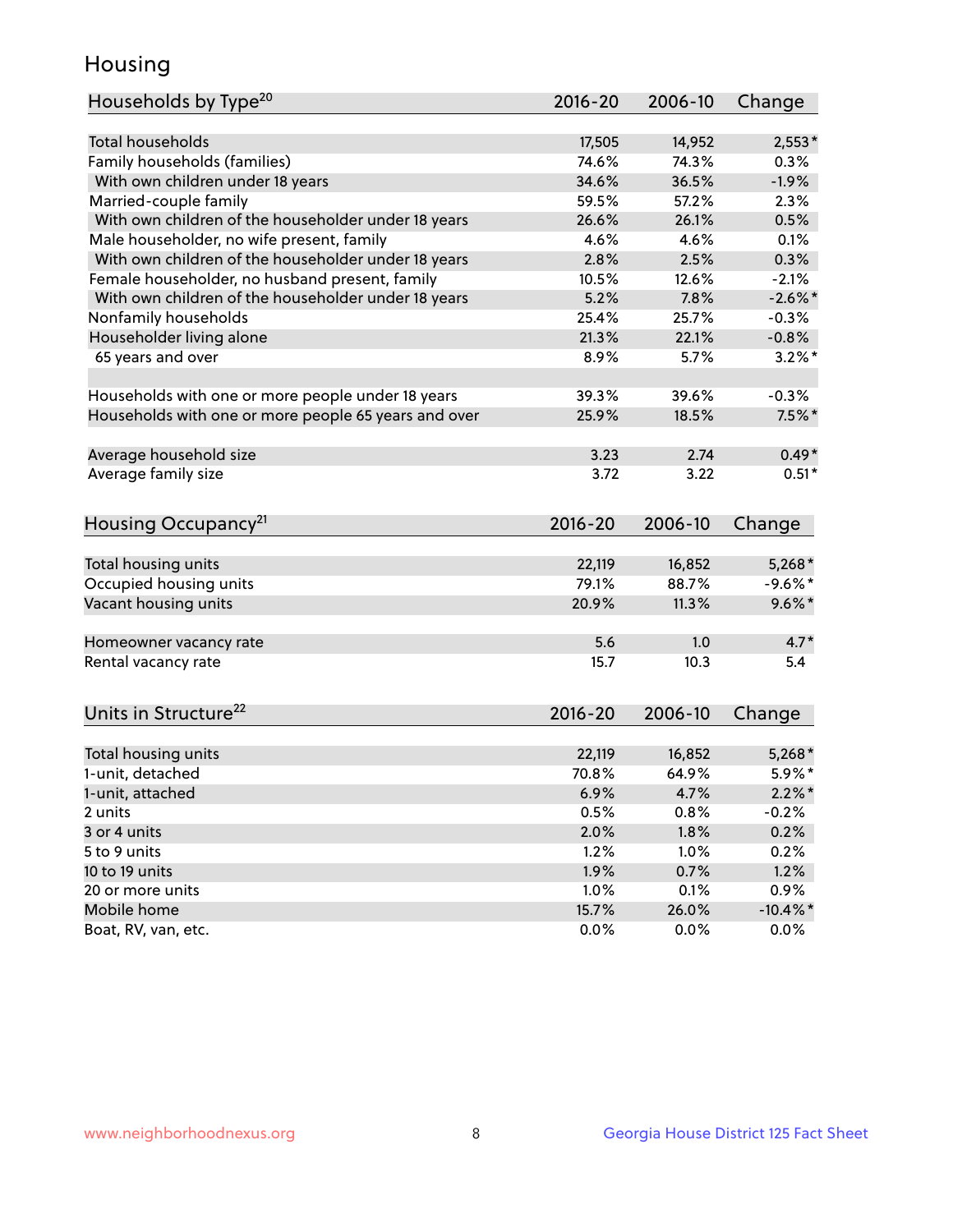# Housing

| Households by Type[20] | 2016-20 | 2006-10 | Change |
|---|---|---|---|
| Total households | 17,505 | 14,952 | 2,553* |
| Family households (families) | 74.6% | 74.3% | 0.3% |
| With own children under 18 years | 34.6% | 36.5% | -1.9% |
| Married-couple family | 59.5% | 57.2% | 2.3% |
| With own children of the householder under 18 years | 26.6% | 26.1% | 0.5% |
| Male householder, no wife present, family | 4.6% | 4.6% | 0.1% |
| With own children of the householder under 18 years | 2.8% | 2.5% | 0.3% |
| Female householder, no husband present, family | 10.5% | 12.6% | -2.1% |
| With own children of the householder under 18 years | 5.2% | 7.8% | -2.6%* |
| Nonfamily households | 25.4% | 25.7% | -0.3% |
| Householder living alone | 21.3% | 22.1% | -0.8% |
| 65 years and over | 8.9% | 5.7% | 3.2%* |
| | | | |
| Households with one or more people under 18 years | 39.3% | 39.6% | -0.3% |
| Households with one or more people 65 years and over | 25.9% | 18.5% | 7.5%* |
| | | | |
| Average household size | 3.23 | 2.74 | 0.49* |
| Average family size | 3.72 | 3.22 | 0.51* |

| Housing Occupancy[21] | 2016-20 | 2006-10 | Change |
|---|---|---|---|
| Total housing units | 22,119 | 16,852 | 5,268* |
| Occupied housing units | 79.1% | 88.7% | -9.6%* |
| Vacant housing units | 20.9% | 11.3% | 9.6%* |
| | | | |
| Homeowner vacancy rate | 5.6 | 1.0 | 4.7* |
| Rental vacancy rate | 15.7 | 10.3 | 5.4 |

| Units in Structure[22] | 2016-20 | 2006-10 | Change |
|---|---|---|---|
| Total housing units | 22,119 | 16,852 | 5,268* |
| 1-unit, detached | 70.8% | 64.9% | 5.9%* |
| 1-unit, attached | 6.9% | 4.7% | 2.2%* |
| 2 units | 0.5% | 0.8% | -0.2% |
| 3 or 4 units | 2.0% | 1.8% | 0.2% |
| 5 to 9 units | 1.2% | 1.0% | 0.2% |
| 10 to 19 units | 1.9% | 0.7% | 1.2% |
| 20 or more units | 1.0% | 0.1% | 0.9% |
| Mobile home | 15.7% | 26.0% | -10.4%* |
| Boat, RV, van, etc. | 0.0% | 0.0% | 0.0% |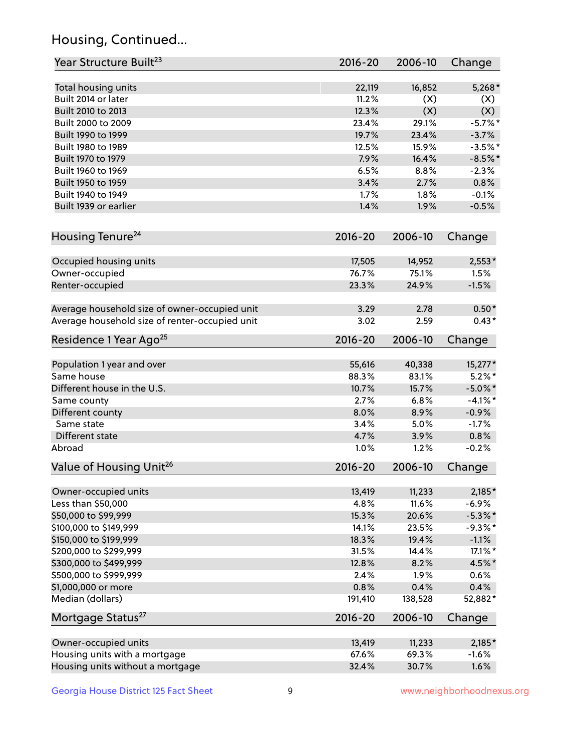## Housing, Continued...

| Year Structure Built[23] | 2016-20 | 2006-10 | Change |
|---|---|---|---|
| Total housing units | 22,119 | 16,852 | 5,268* |
| Built 2014 or later | 11.2% | (X) | (X) |
| Built 2010 to 2013 | 12.3% | (X) | (X) |
| Built 2000 to 2009 | 23.4% | 29.1% | -5.7%* |
| Built 1990 to 1999 | 19.7% | 23.4% | -3.7% |
| Built 1980 to 1989 | 12.5% | 15.9% | -3.5%* |
| Built 1970 to 1979 | 7.9% | 16.4% | -8.5%* |
| Built 1960 to 1969 | 6.5% | 8.8% | -2.3% |
| Built 1950 to 1959 | 3.4% | 2.7% | 0.8% |
| Built 1940 to 1949 | 1.7% | 1.8% | -0.1% |
| Built 1939 or earlier | 1.4% | 1.9% | -0.5% |

| Housing Tenure[24] | 2016-20 | 2006-10 | Change |
|---|---|---|---|
| Occupied housing units | 17,505 | 14,952 | 2,553* |
| Owner-occupied | 76.7% | 75.1% | 1.5% |
| Renter-occupied | 23.3% | 24.9% | -1.5% |
| Average household size of owner-occupied unit | 3.29 | 2.78 | 0.50* |
| Average household size of renter-occupied unit | 3.02 | 2.59 | 0.43* |

| Residence 1 Year Ago[25] | 2016-20 | 2006-10 | Change |
|---|---|---|---|
| Population 1 year and over | 55,616 | 40,338 | 15,277* |
| Same house | 88.3% | 83.1% | 5.2%* |
| Different house in the U.S. | 10.7% | 15.7% | -5.0%* |
| Same county | 2.7% | 6.8% | -4.1%* |
| Different county | 8.0% | 8.9% | -0.9% |
| Same state | 3.4% | 5.0% | -1.7% |
| Different state | 4.7% | 3.9% | 0.8% |
| Abroad | 1.0% | 1.2% | -0.2% |

| Value of Housing Unit[26] | 2016-20 | 2006-10 | Change |
|---|---|---|---|
| Owner-occupied units | 13,419 | 11,233 | 2,185* |
| Less than $50,000 | 4.8% | 11.6% | -6.9% |
| $50,000 to $99,999 | 15.3% | 20.6% | -5.3%* |
| $100,000 to $149,999 | 14.1% | 23.5% | -9.3%* |
| $150,000 to $199,999 | 18.3% | 19.4% | -1.1% |
| $200,000 to $299,999 | 31.5% | 14.4% | 17.1%* |
| $300,000 to $499,999 | 12.8% | 8.2% | 4.5%* |
| $500,000 to $999,999 | 2.4% | 1.9% | 0.6% |
| $1,000,000 or more | 0.8% | 0.4% | 0.4% |
| Median (dollars) | 191,410 | 138,528 | 52,882* |

| Mortgage Status[27] | 2016-20 | 2006-10 | Change |
|---|---|---|---|
| Owner-occupied units | 13,419 | 11,233 | 2,185* |
| Housing units with a mortgage | 67.6% | 69.3% | -1.6% |
| Housing units without a mortgage | 32.4% | 30.7% | 1.6% |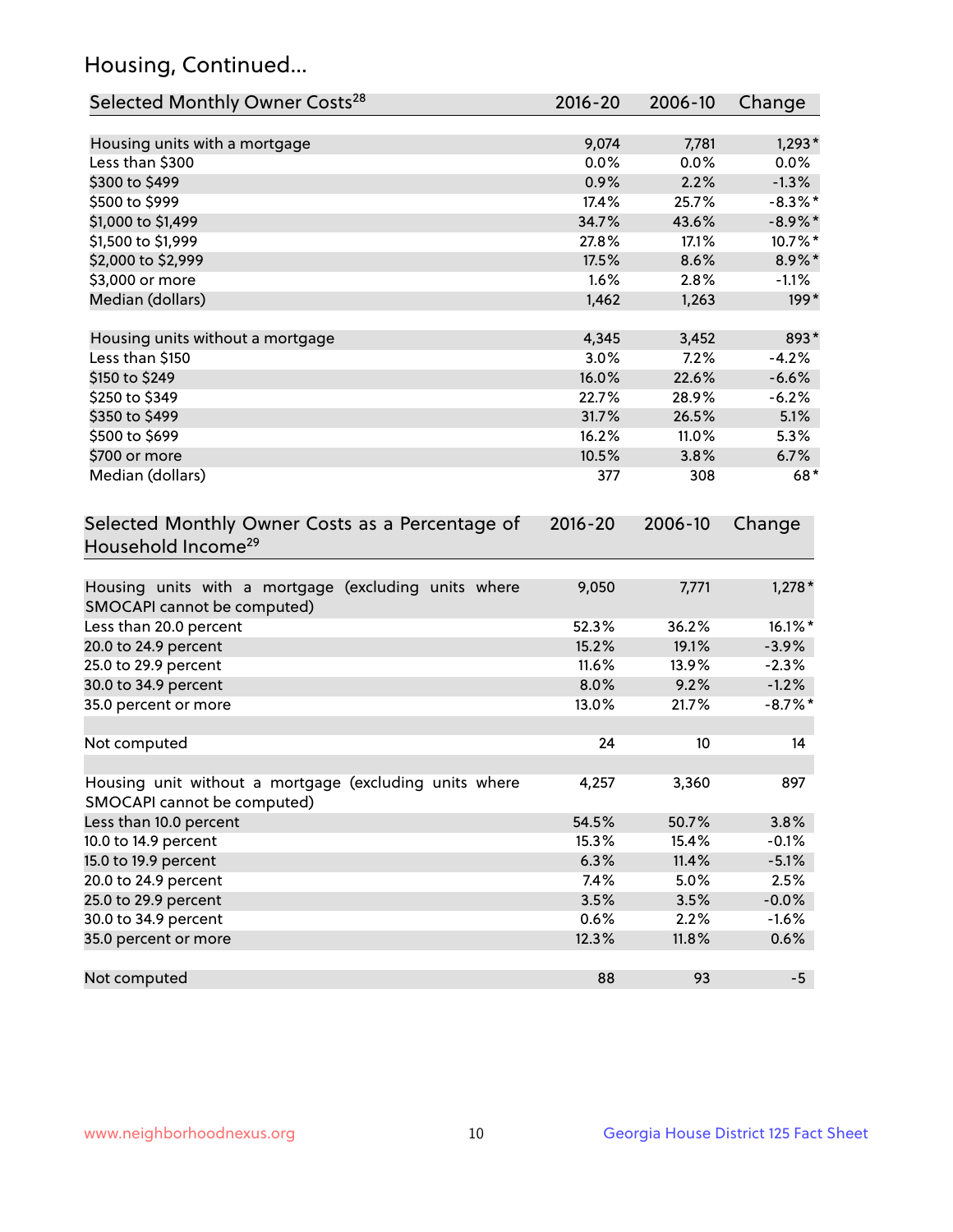## Housing, Continued...

| Selected Monthly Owner Costs[28] | 2016-20 | 2006-10 | Change |
|---|---|---|---|
| Housing units with a mortgage | 9,074 | 7,781 | 1,293* |
| Less than $300 | 0.0% | 0.0% | 0.0% |
| $300 to $499 | 0.9% | 2.2% | -1.3% |
| $500 to $999 | 17.4% | 25.7% | -8.3%* |
| $1,000 to $1,499 | 34.7% | 43.6% | -8.9%* |
| $1,500 to $1,999 | 27.8% | 17.1% | 10.7%* |
| $2,000 to $2,999 | 17.5% | 8.6% | 8.9%* |
| $3,000 or more | 1.6% | 2.8% | -1.1% |
| Median (dollars) | 1,462 | 1,263 | 199* |
| | | | |
| Housing units without a mortgage | 4,345 | 3,452 | 893* |
| Less than $150 | 3.0% | 7.2% | -4.2% |
| $150 to $249 | 16.0% | 22.6% | -6.6% |
| $250 to $349 | 22.7% | 28.9% | -6.2% |
| $350 to $499 | 31.7% | 26.5% | 5.1% |
| $500 to $699 | 16.2% | 11.0% | 5.3% |
| $700 or more | 10.5% | 3.8% | 6.7% |
| Median (dollars) | 377 | 308 | 68* |

| Selected Monthly Owner Costs as a Percentage of Household Income[29] | 2016-20 | 2006-10 | Change |
|---|---|---|---|
| Housing units with a mortgage (excluding units where SMOCAPI cannot be computed) | 9,050 | 7,771 | 1,278* |
| Less than 20.0 percent | 52.3% | 36.2% | 16.1%* |
| 20.0 to 24.9 percent | 15.2% | 19.1% | -3.9% |
| 25.0 to 29.9 percent | 11.6% | 13.9% | -2.3% |
| 30.0 to 34.9 percent | 8.0% | 9.2% | -1.2% |
| 35.0 percent or more | 13.0% | 21.7% | -8.7%* |
| | | | |
| Not computed | 24 | 10 | 14 |
| | | | |
| Housing unit without a mortgage (excluding units where SMOCAPI cannot be computed) | 4,257 | 3,360 | 897 |
| Less than 10.0 percent | 54.5% | 50.7% | 3.8% |
| 10.0 to 14.9 percent | 15.3% | 15.4% | -0.1% |
| 15.0 to 19.9 percent | 6.3% | 11.4% | -5.1% |
| 20.0 to 24.9 percent | 7.4% | 5.0% | 2.5% |
| 25.0 to 29.9 percent | 3.5% | 3.5% | -0.0% |
| 30.0 to 34.9 percent | 0.6% | 2.2% | -1.6% |
| 35.0 percent or more | 12.3% | 11.8% | 0.6% |
| | | | |
| Not computed | 88 | 93 | -5 |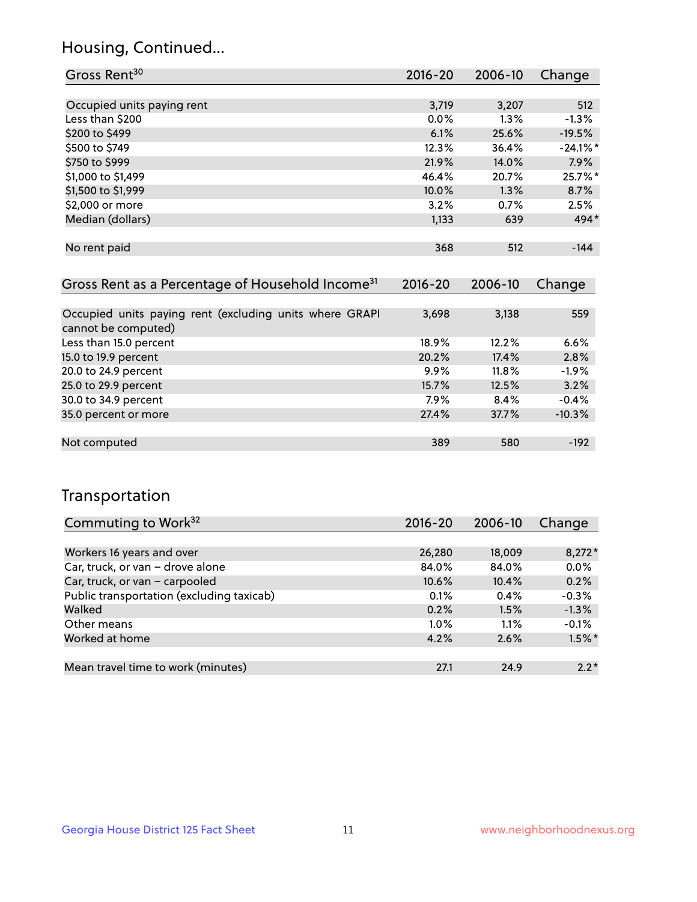## Housing, Continued...

| Gross Rent[30] | 2016-20 | 2006-10 | Change |
|---|---|---|---|
| Occupied units paying rent | 3,719 | 3,207 | 512 |
| Less than $200 | 0.0% | 1.3% | -1.3% |
| $200 to $499 | 6.1% | 25.6% | -19.5% |
| $500 to $749 | 12.3% | 36.4% | -24.1%* |
| $750 to $999 | 21.9% | 14.0% | 7.9% |
| $1,000 to $1,499 | 46.4% | 20.7% | 25.7%* |
| $1,500 to $1,999 | 10.0% | 1.3% | 8.7% |
| $2,000 or more | 3.2% | 0.7% | 2.5% |
| Median (dollars) | 1,133 | 639 | 494* |
| No rent paid | 368 | 512 | -144 |

| Gross Rent as a Percentage of Household Income[31] | 2016-20 | 2006-10 | Change |
|---|---|---|---|
| Occupied units paying rent (excluding units where GRAPI cannot be computed) | 3,698 | 3,138 | 559 |
| Less than 15.0 percent | 18.9% | 12.2% | 6.6% |
| 15.0 to 19.9 percent | 20.2% | 17.4% | 2.8% |
| 20.0 to 24.9 percent | 9.9% | 11.8% | -1.9% |
| 25.0 to 29.9 percent | 15.7% | 12.5% | 3.2% |
| 30.0 to 34.9 percent | 7.9% | 8.4% | -0.4% |
| 35.0 percent or more | 27.4% | 37.7% | -10.3% |
| Not computed | 389 | 580 | -192 |

## Transportation

| Commuting to Work[32] | 2016-20 | 2006-10 | Change |
|---|---|---|---|
| Workers 16 years and over | 26,280 | 18,009 | 8,272* |
| Car, truck, or van – drove alone | 84.0% | 84.0% | 0.0% |
| Car, truck, or van – carpooled | 10.6% | 10.4% | 0.2% |
| Public transportation (excluding taxicab) | 0.1% | 0.4% | -0.3% |
| Walked | 0.2% | 1.5% | -1.3% |
| Other means | 1.0% | 1.1% | -0.1% |
| Worked at home | 4.2% | 2.6% | 1.5%* |
| Mean travel time to work (minutes) | 27.1 | 24.9 | 2.2* |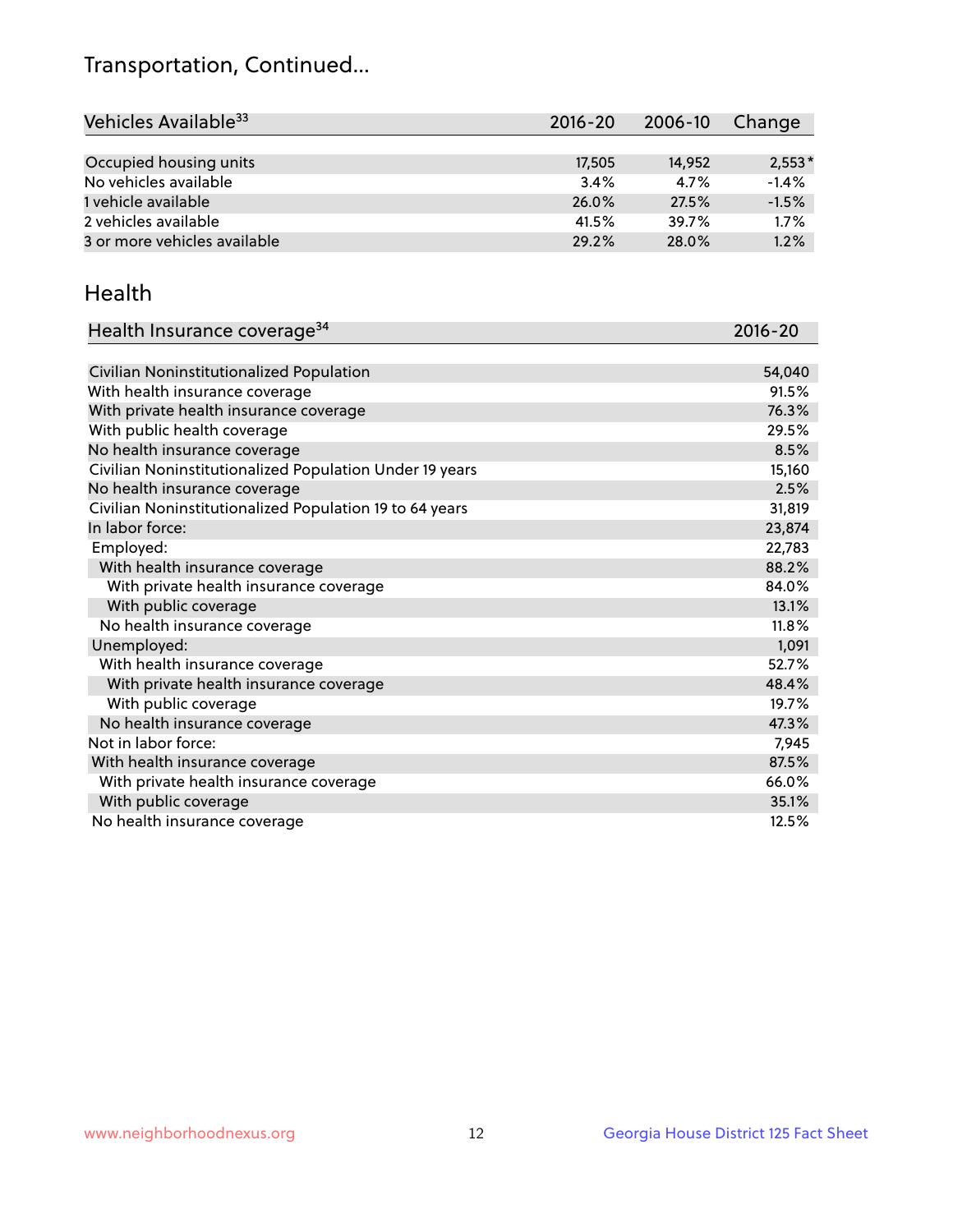## Transportation, Continued...

| Vehicles Available[33] | 2016-20 | 2006-10 | Change |
|---|---|---|---|
| Occupied housing units | 17,505 | 14,952 | 2,553* |
| No vehicles available | 3.4% | 4.7% | -1.4% |
| 1 vehicle available | 26.0% | 27.5% | -1.5% |
| 2 vehicles available | 41.5% | 39.7% | 1.7% |
| 3 or more vehicles available | 29.2% | 28.0% | 1.2% |

## Health

| Health Insurance coverage[34] | 2016-20 |
|---|---|
| Civilian Noninstitutionalized Population | 54,040 |
| With health insurance coverage | 91.5% |
| With private health insurance coverage | 76.3% |
| With public health coverage | 29.5% |
| No health insurance coverage | 8.5% |
| Civilian Noninstitutionalized Population Under 19 years | 15,160 |
| No health insurance coverage | 2.5% |
| Civilian Noninstitutionalized Population 19 to 64 years | 31,819 |
| In labor force: | 23,874 |
| Employed: | 22,783 |
| With health insurance coverage | 88.2% |
| With private health insurance coverage | 84.0% |
| With public coverage | 13.1% |
| No health insurance coverage | 11.8% |
| Unemployed: | 1,091 |
| With health insurance coverage | 52.7% |
| With private health insurance coverage | 48.4% |
| With public coverage | 19.7% |
| No health insurance coverage | 47.3% |
| Not in labor force: | 7,945 |
| With health insurance coverage | 87.5% |
| With private health insurance coverage | 66.0% |
| With public coverage | 35.1% |
| No health insurance coverage | 12.5% |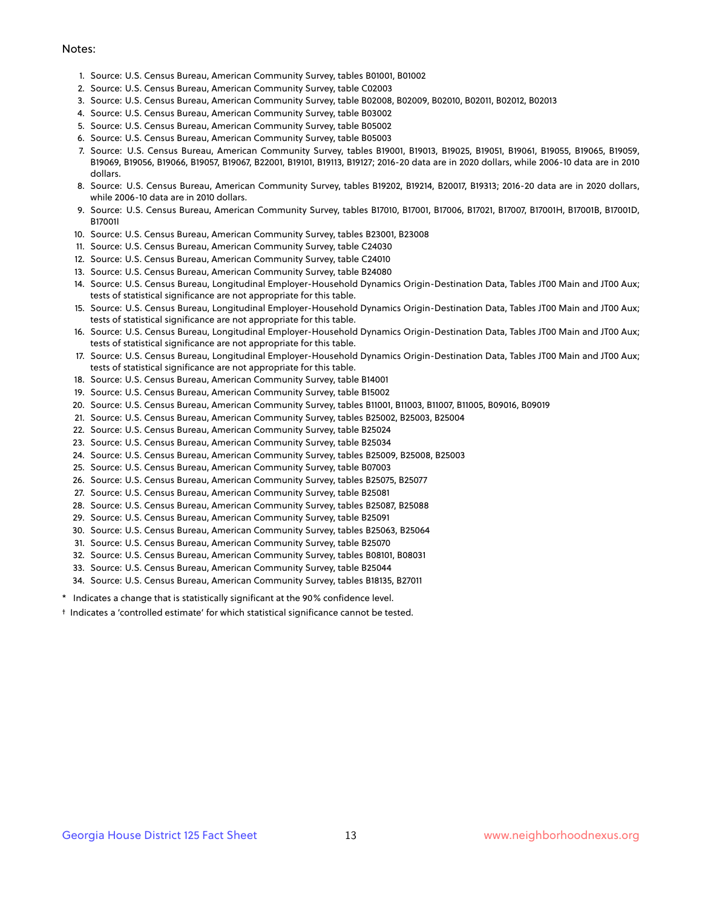Notes:

1. Source: U.S. Census Bureau, American Community Survey, tables B01001, B01002
2. Source: U.S. Census Bureau, American Community Survey, table C02003
3. Source: U.S. Census Bureau, American Community Survey, table B02008, B02009, B02010, B02011, B02012, B02013
4. Source: U.S. Census Bureau, American Community Survey, table B03002
5. Source: U.S. Census Bureau, American Community Survey, table B05002
6. Source: U.S. Census Bureau, American Community Survey, table B05003
7. Source: U.S. Census Bureau, American Community Survey, tables B19001, B19013, B19025, B19051, B19061, B19055, B19065, B19059, B19069, B19056, B19066, B19057, B19067, B22001, B19101, B19113, B19127; 2016-20 data are in 2020 dollars, while 2006-10 data are in 2010 dollars.
8. Source: U.S. Census Bureau, American Community Survey, tables B19202, B19214, B20017, B19313; 2016-20 data are in 2020 dollars, while 2006-10 data are in 2010 dollars.
9. Source: U.S. Census Bureau, American Community Survey, tables B17010, B17001, B17006, B17021, B17007, B17001H, B17001B, B17001D, B17001I
10. Source: U.S. Census Bureau, American Community Survey, tables B23001, B23008
11. Source: U.S. Census Bureau, American Community Survey, table C24030
12. Source: U.S. Census Bureau, American Community Survey, table C24010
13. Source: U.S. Census Bureau, American Community Survey, table B24080
14. Source: U.S. Census Bureau, Longitudinal Employer-Household Dynamics Origin-Destination Data, Tables JT00 Main and JT00 Aux; tests of statistical significance are not appropriate for this table.
15. Source: U.S. Census Bureau, Longitudinal Employer-Household Dynamics Origin-Destination Data, Tables JT00 Main and JT00 Aux; tests of statistical significance are not appropriate for this table.
16. Source: U.S. Census Bureau, Longitudinal Employer-Household Dynamics Origin-Destination Data, Tables JT00 Main and JT00 Aux; tests of statistical significance are not appropriate for this table.
17. Source: U.S. Census Bureau, Longitudinal Employer-Household Dynamics Origin-Destination Data, Tables JT00 Main and JT00 Aux; tests of statistical significance are not appropriate for this table.
18. Source: U.S. Census Bureau, American Community Survey, table B14001
19. Source: U.S. Census Bureau, American Community Survey, table B15002
20. Source: U.S. Census Bureau, American Community Survey, tables B11001, B11003, B11007, B11005, B09016, B09019
21. Source: U.S. Census Bureau, American Community Survey, tables B25002, B25003, B25004
22. Source: U.S. Census Bureau, American Community Survey, table B25024
23. Source: U.S. Census Bureau, American Community Survey, table B25034
24. Source: U.S. Census Bureau, American Community Survey, tables B25009, B25008, B25003
25. Source: U.S. Census Bureau, American Community Survey, table B07003
26. Source: U.S. Census Bureau, American Community Survey, tables B25075, B25077
27. Source: U.S. Census Bureau, American Community Survey, table B25081
28. Source: U.S. Census Bureau, American Community Survey, tables B25087, B25088
29. Source: U.S. Census Bureau, American Community Survey, table B25091
30. Source: U.S. Census Bureau, American Community Survey, tables B25063, B25064
31. Source: U.S. Census Bureau, American Community Survey, table B25070
32. Source: U.S. Census Bureau, American Community Survey, tables B08101, B08031
33. Source: U.S. Census Bureau, American Community Survey, table B25044
34. Source: U.S. Census Bureau, American Community Survey, tables B18135, B27011

\* Indicates a change that is statistically significant at the 90% confidence level.

† Indicates a 'controlled estimate' for which statistical significance cannot be tested.